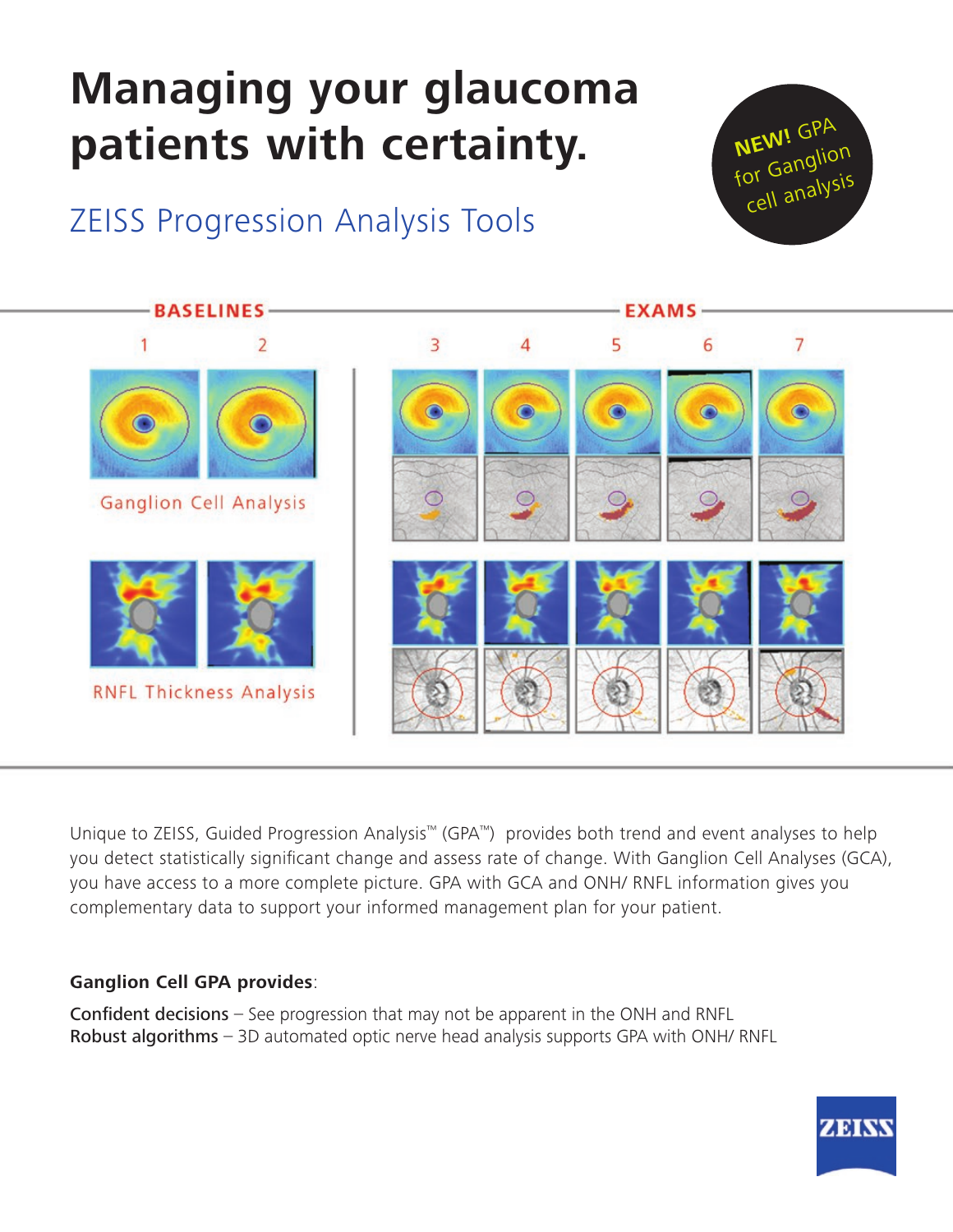# Managing your glaucoma patients with certainty.

## ZEISS Progression Analysis Tools

**NEW!** GPA for Ganglion cell analysis

BASELINES

EXAMS

1 2 3 4 5 6 7

Ganglion Cell Analysis

RNFL Thickness Analysis

Unique to ZEISS, Guided Progression Analysis™ (GPA™) provides both trend and event analyses to help you detect statistically significant change and assess rate of change. With Ganglion Cell Analyses (GCA), you have access to a more complete picture. GPA with GCA and ONH/ RNFL information gives you complementary data to support your informed management plan for your patient.

**Ganglion Cell GPA provides**:

**Confident decisions** – See progression that may not be apparent in the ONH and RNFL
**Robust algorithms** – 3D automated optic nerve head analysis supports GPA with ONH/ RNFL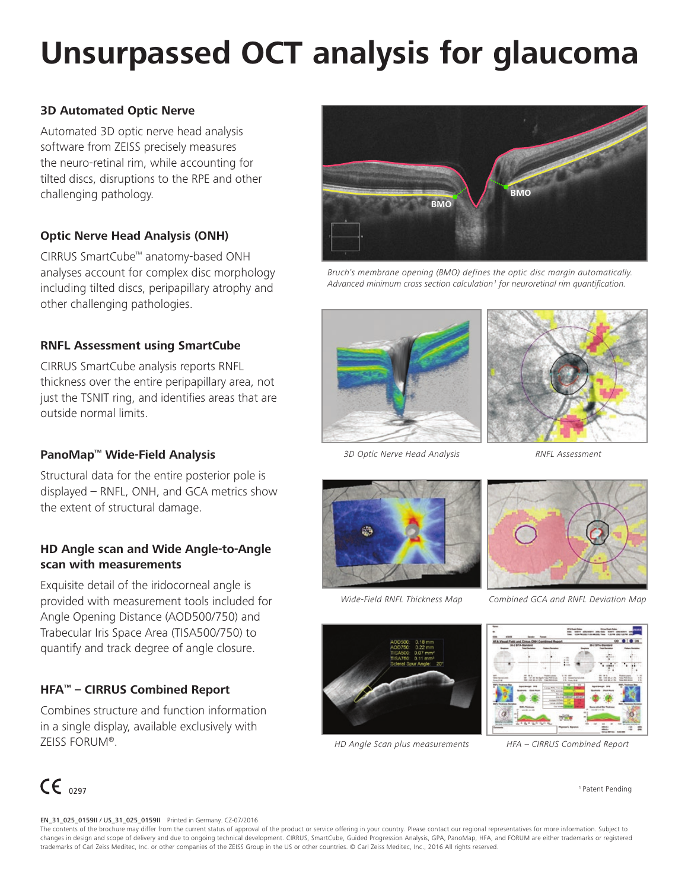# Unsurpassed OCT analysis for glaucoma

### 3D Automated Optic Nerve

Automated 3D optic nerve head analysis software from ZEISS precisely measures the neuro-retinal rim, while accounting for tilted discs, disruptions to the RPE and other challenging pathology.

### Optic Nerve Head Analysis (ONH)

CIRRUS SmartCube™ anatomy-based ONH analyses account for complex disc morphology including tilted discs, peripapillary atrophy and other challenging pathologies.

### RNFL Assessment using SmartCube

CIRRUS SmartCube analysis reports RNFL thickness over the entire peripapillary area, not just the TSNIT ring, and identifies areas that are outside normal limits.

### PanoMap™ Wide-Field Analysis

Structural data for the entire posterior pole is displayed – RNFL, ONH, and GCA metrics show the extent of structural damage.

### HD Angle scan and Wide Angle-to-Angle scan with measurements

Exquisite detail of the iridocorneal angle is provided with measurement tools included for Angle Opening Distance (AOD500/750) and Trabecular Iris Space Area (TISA500/750) to quantify and track degree of angle closure.

### HFA™ – CIRRUS Combined Report

Combines structure and function information in a single display, available exclusively with ZEISS FORUM®.

BMO

BMO

*Bruch's membrane opening (BMO) defines the optic disc margin automatically. Advanced minimum cross section calculation[1] for neuroretinal rim quantification.*

*3D Optic Nerve Head Analysis*

*RNFL Assessment*

*Wide-Field RNFL Thickness Map*

*Combined GCA and RNFL Deviation Map*

AOD500: 0.18 mm
AOD750: 0.22 mm
TISA500: 0.07 mm²
TISA750: 0.11 mm²
Scleral Spur Angle: 20°

*HD Angle Scan plus measurements*

*HFA – CIRRUS Combined Report*

CE 0297

[1] Patent Pending

EN_31_025_0159II / US_31_025_0159II Printed in Germany. CZ-07/2016

The contents of the brochure may differ from the current status of approval of the product or service offering in your country. Please contact our regional representatives for more information. Subject to changes in design and scope of delivery and due to ongoing technical development. CIRRUS, SmartCube, Guided Progression Analysis, GPA, PanoMap, HFA, and FORUM are either trademarks or registered trademarks of Carl Zeiss Meditec, Inc. or other companies of the ZEISS Group in the US or other countries. © Carl Zeiss Meditec, Inc., 2016 All rights reserved.